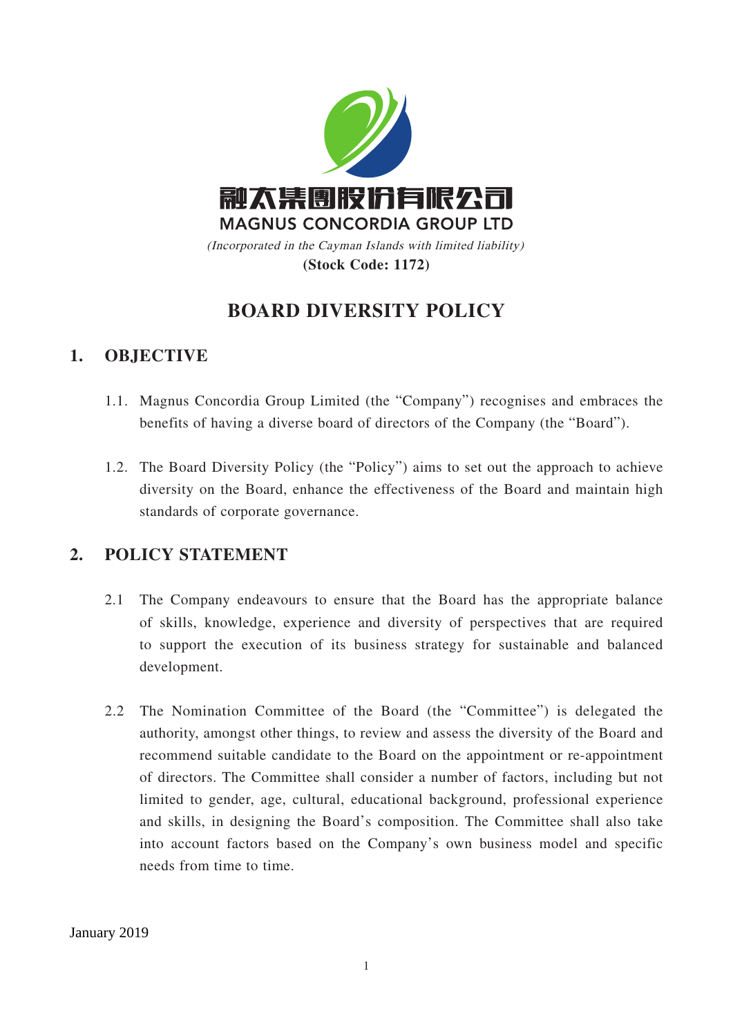融太集團股份有限公司

MAGNUS CONCORDIA GROUP LTD

*(Incorporated in the Cayman Islands with limited liability)*

**(Stock Code: 1172)**

# BOARD DIVERSITY POLICY

## 1. OBJECTIVE

1.1. Magnus Concordia Group Limited (the "Company") recognises and embraces the benefits of having a diverse board of directors of the Company (the "Board").

1.2. The Board Diversity Policy (the "Policy") aims to set out the approach to achieve diversity on the Board, enhance the effectiveness of the Board and maintain high standards of corporate governance.

## 2. POLICY STATEMENT

2.1 The Company endeavours to ensure that the Board has the appropriate balance of skills, knowledge, experience and diversity of perspectives that are required to support the execution of its business strategy for sustainable and balanced development.

2.2 The Nomination Committee of the Board (the "Committee") is delegated the authority, amongst other things, to review and assess the diversity of the Board and recommend suitable candidate to the Board on the appointment or re-appointment of directors. The Committee shall consider a number of factors, including but not limited to gender, age, cultural, educational background, professional experience and skills, in designing the Board's composition. The Committee shall also take into account factors based on the Company's own business model and specific needs from time to time.

January 2019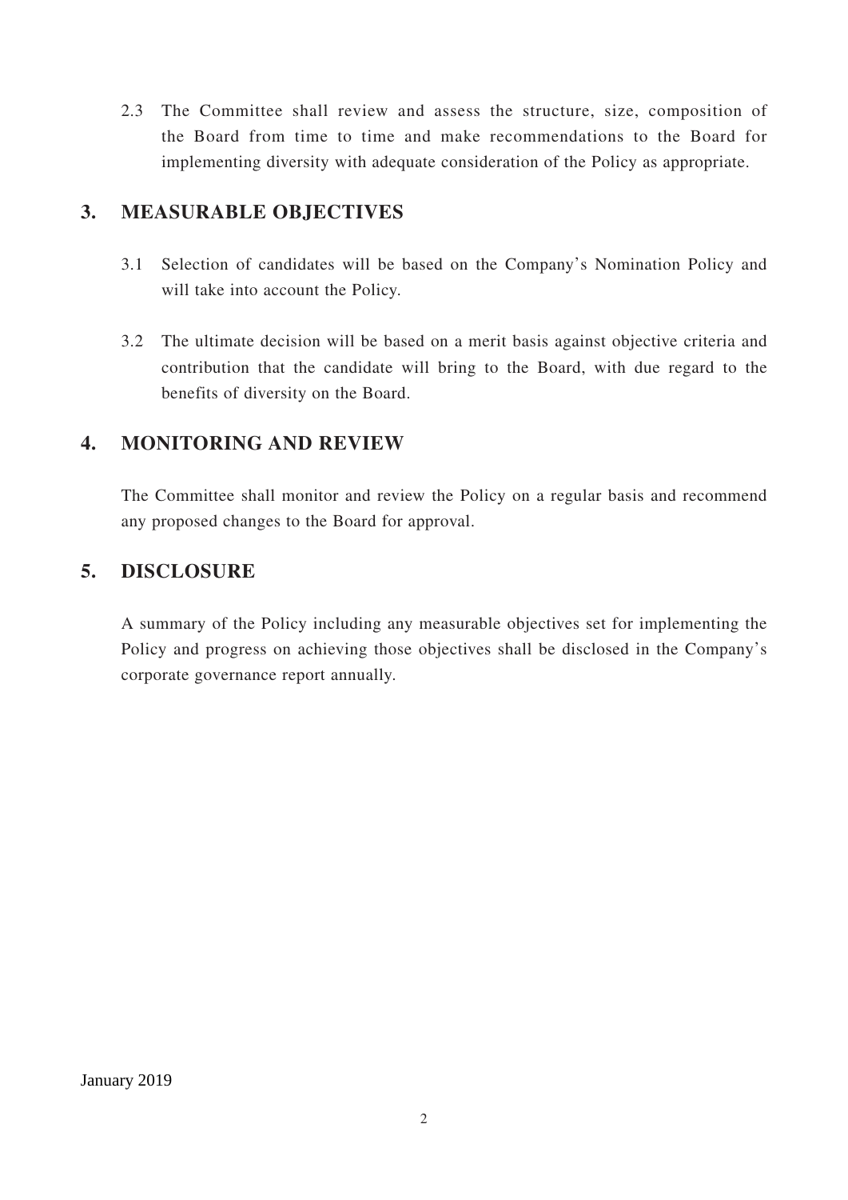2.3 The Committee shall review and assess the structure, size, composition of the Board from time to time and make recommendations to the Board for implementing diversity with adequate consideration of the Policy as appropriate.

## 3. MEASURABLE OBJECTIVES

3.1 Selection of candidates will be based on the Company's Nomination Policy and will take into account the Policy.

3.2 The ultimate decision will be based on a merit basis against objective criteria and contribution that the candidate will bring to the Board, with due regard to the benefits of diversity on the Board.

## 4. MONITORING AND REVIEW

The Committee shall monitor and review the Policy on a regular basis and recommend any proposed changes to the Board for approval.

## 5. DISCLOSURE

A summary of the Policy including any measurable objectives set for implementing the Policy and progress on achieving those objectives shall be disclosed in the Company's corporate governance report annually.

January 2019